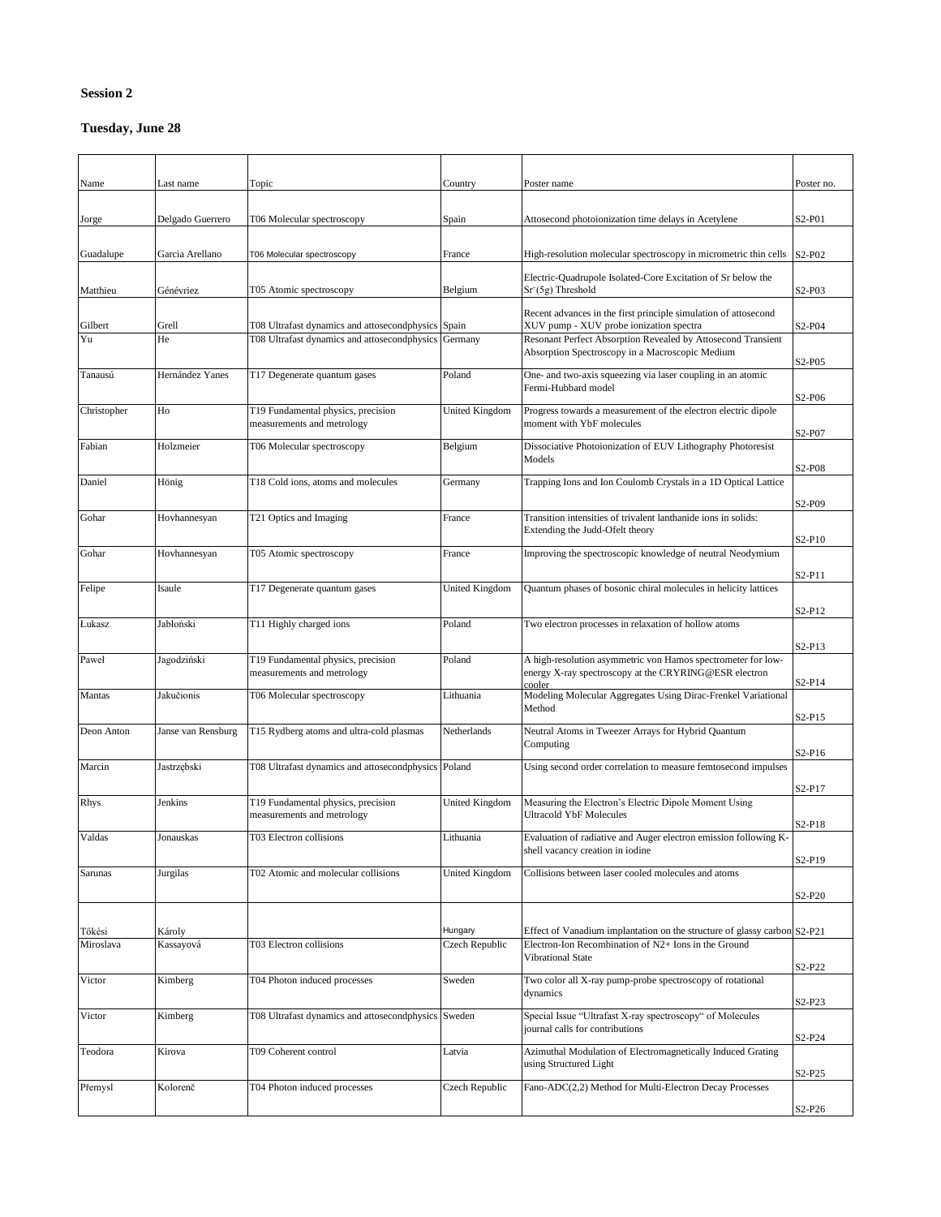**Session 2**

**Tuesday, June 28**

| Name | Last name | Topic | Country | Poster name | Poster no. |
|---|---|---|---|---|---|
| Jorge | Delgado Guerrero | T06 Molecular spectroscopy | Spain | Attosecond photoionization time delays in Acetylene | S2-P01 |
| Guadalupe | Garcia Arellano | T06 Molecular spectroscopy | France | High-resolution molecular spectroscopy in micrometric thin cells | S2-P02 |
| Matthieu | Génévriez | T05 Atomic spectroscopy | Belgium | Electric-Quadrupole Isolated-Core Excitation of Sr below the $Sr^{+}(5g)$ Threshold | S2-P03 |
| Gilbert | Grell | T08 Ultrafast dynamics and attosecondphysics | Spain | Recent advances in the first principle simulation of attosecond XUV pump - XUV probe ionization spectra | S2-P04 |
| Yu | He | T08 Ultrafast dynamics and attosecondphysics | Germany | Resonant Perfect Absorption Revealed by Attosecond Transient Absorption Spectroscopy in a Macroscopic Medium | S2-P05 |
| Tanausú | Hernández Yanes | T17 Degenerate quantum gases | Poland | One- and two-axis squeezing via laser coupling in an atomic Fermi-Hubbard model | S2-P06 |
| Christopher | Ho | T19 Fundamental physics, precision measurements and metrology | United Kingdom | Progress towards a measurement of the electron electric dipole moment with YbF molecules | S2-P07 |
| Fabian | Holzmeier | T06 Molecular spectroscopy | Belgium | Dissociative Photoionization of EUV Lithography Photoresist Models | S2-P08 |
| Daniel | Hönig | T18 Cold ions, atoms and molecules | Germany | Trapping Ions and Ion Coulomb Crystals in a 1D Optical Lattice | S2-P09 |
| Gohar | Hovhannesyan | T21 Optics and Imaging | France | Transition intensities of trivalent lanthanide ions in solids: Extending the Judd-Ofelt theory | S2-P10 |
| Gohar | Hovhannesyan | T05 Atomic spectroscopy | France | Improving the spectroscopic knowledge of neutral Neodymium | S2-P11 |
| Felipe | Isaule | T17 Degenerate quantum gases | United Kingdom | Quantum phases of bosonic chiral molecules in helicity lattices | S2-P12 |
| Łukasz | Jabłoński | T11 Highly charged ions | Poland | Two electron processes in relaxation of hollow atoms | S2-P13 |
| Paweł | Jagodziński | T19 Fundamental physics, precision measurements and metrology | Poland | A high-resolution asymmetric von Hamos spectrometer for low-energy X-ray spectroscopy at the CRYRING@ESR electron cooler | S2-P14 |
| Mantas | Jakučionis | T06 Molecular spectroscopy | Lithuania | Modeling Molecular Aggregates Using Dirac-Frenkel Variational Method | S2-P15 |
| Deon Anton | Janse van Rensburg | T15 Rydberg atoms and ultra-cold plasmas | Netherlands | Neutral Atoms in Tweezer Arrays for Hybrid Quantum Computing | S2-P16 |
| Marcin | Jastrzębski | T08 Ultrafast dynamics and attosecondphysics | Poland | Using second order correlation to measure femtosecond impulses | S2-P17 |
| Rhys | Jenkins | T19 Fundamental physics, precision measurements and metrology | United Kingdom | Measuring the Electron's Electric Dipole Moment Using Ultracold YbF Molecules | S2-P18 |
| Valdas | Jonauskas | T03 Electron collisions | Lithuania | Evaluation of radiative and Auger electron emission following K-shell vacancy creation in iodine | S2-P19 |
| Sarunas | Jurgilas | T02 Atomic and molecular collisions | United Kingdom | Collisions between laser cooled molecules and atoms | S2-P20 |
| Tőkési | Károly | | Hungary | Effect of Vanadium implantation on the structure of glassy carbon | S2-P21 |
| Miroslava | Kassayová | T03 Electron collisions | Czech Republic | Electron-Ion Recombination of N2+ Ions in the Ground Vibrational State | S2-P22 |
| Victor | Kimberg | T04 Photon induced processes | Sweden | Two color all X-ray pump-probe spectroscopy of rotational dynamics | S2-P23 |
| Victor | Kimberg | T08 Ultrafast dynamics and attosecondphysics | Sweden | Special Issue "Ultrafast X-ray spectroscopy" of Molecules journal calls for contributions | S2-P24 |
| Teodora | Kirova | T09 Coherent control | Latvia | Azimuthal Modulation of Electromagnetically Induced Grating using Structured Light | S2-P25 |
| Přemysl | Kolorenč | T04 Photon induced processes | Czech Republic | Fano-ADC(2,2) Method for Multi-Electron Decay Processes | S2-P26 |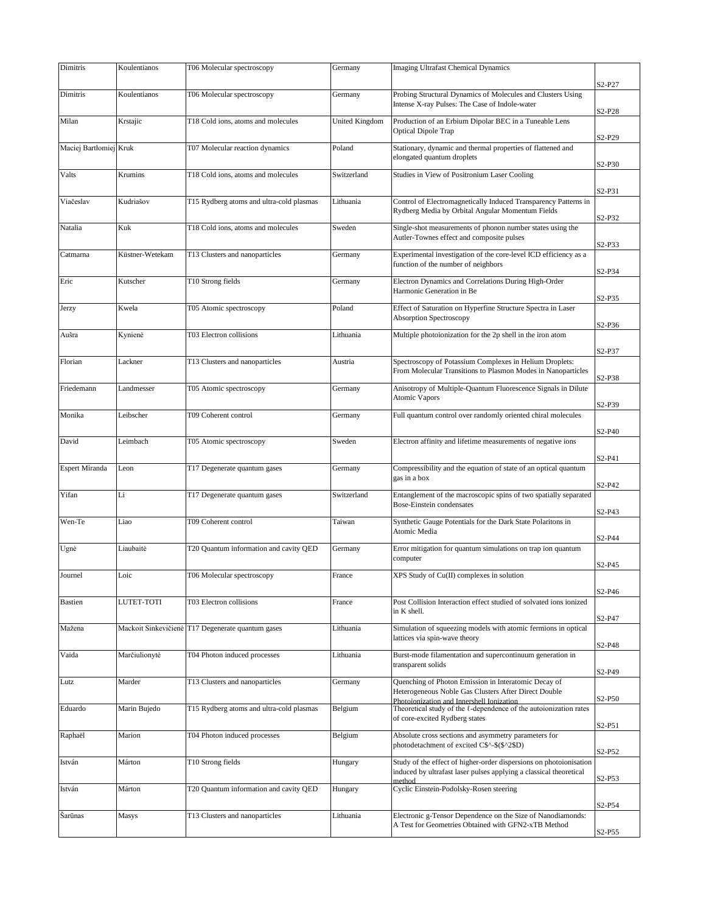| Dimitris | Koulentianos | T06 Molecular spectroscopy | Germany | Imaging Ultrafast Chemical Dynamics | S2-P27 |
|---|---|---|---|---|---|
| Dimitris | Koulentianos | T06 Molecular spectroscopy | Germany | Probing Structural Dynamics of Molecules and Clusters Using Intense X-ray Pulses: The Case of Indole-water | S2-P28 |
| Milan | Krstajic | T18 Cold ions, atoms and molecules | United Kingdom | Production of an Erbium Dipolar BEC in a Tuneable Lens Optical Dipole Trap | S2-P29 |
| Maciej Bartłomiej | Kruk | T07 Molecular reaction dynamics | Poland | Stationary, dynamic and thermal properties of flattened and elongated quantum droplets | S2-P30 |
| Valts | Krumins | T18 Cold ions, atoms and molecules | Switzerland | Studies in View of Positronium Laser Cooling | S2-P31 |
| Viačeslav | Kudriašov | T15 Rydberg atoms and ultra-cold plasmas | Lithuania | Control of Electromagnetically Induced Transparency Patterns in Rydberg Media by Orbital Angular Momentum Fields | S2-P32 |
| Natalia | Kuk | T18 Cold ions, atoms and molecules | Sweden | Single-shot measurements of phonon number states using the Autler-Townes effect and composite pulses | S2-P33 |
| Catmarna | Küstner-Wetekam | T13 Clusters and nanoparticles | Germany | Experimental investigation of the core-level ICD efficiency as a function of the number of neighbors | S2-P34 |
| Eric | Kutscher | T10 Strong fields | Germany | Electron Dynamics and Correlations During High-Order Harmonic Generation in Be | S2-P35 |
| Jerzy | Kwela | T05 Atomic spectroscopy | Poland | Effect of Saturation on Hyperfine Structure Spectra in Laser Absorption Spectroscopy | S2-P36 |
| Aušra | Kynienė | T03 Electron collisions | Lithuania | Multiple photoionization for the 2p shell in the iron atom | S2-P37 |
| Florian | Lackner | T13 Clusters and nanoparticles | Austria | Spectroscopy of Potassium Complexes in Helium Droplets: From Molecular Transitions to Plasmon Modes in Nanoparticles | S2-P38 |
| Friedemann | Landmesser | T05 Atomic spectroscopy | Germany | Anisotropy of Multiple-Quantum Fluorescence Signals in Dilute Atomic Vapors | S2-P39 |
| Monika | Leibscher | T09 Coherent control | Germany | Full quantum control over randomly oriented chiral molecules | S2-P40 |
| David | Leimbach | T05 Atomic spectroscopy | Sweden | Electron affinity and lifetime measurements of negative ions | S2-P41 |
| Espert Miranda | Leon | T17 Degenerate quantum gases | Germany | Compressibility and the equation of state of an optical quantum gas in a box | S2-P42 |
| Yifan | Li | T17 Degenerate quantum gases | Switzerland | Entanglement of the macroscopic spins of two spatially separated Bose-Einstein condensates | S2-P43 |
| Wen-Te | Liao | T09 Coherent control | Taiwan | Synthetic Gauge Potentials for the Dark State Polaritons in Atomic Media | S2-P44 |
| Ugnė | Liaubaitė | T20 Quantum information and cavity QED | Germany | Error mitigation for quantum simulations on trap ion quantum computer | S2-P45 |
| Journel | Loic | T06 Molecular spectroscopy | France | XPS Study of Cu(II) complexes in solution | S2-P46 |
| Bastien | LUTET-TOTI | T03 Electron collisions | France | Post Collision Interaction effect studied of solvated ions ionized in K shell. | S2-P47 |
| Mažena | Mackoit Sinkevičienė | T17 Degenerate quantum gases | Lithuania | Simulation of squeezing models with atomic fermions in optical lattices via spin-wave theory | S2-P48 |
| Vaida | Marčiulionytė | T04 Photon induced processes | Lithuania | Burst-mode filamentation and supercontinuum generation in transparent solids | S2-P49 |
| Lutz | Marder | T13 Clusters and nanoparticles | Germany | Quenching of Photon Emission in Interatomic Decay of Heterogeneous Noble Gas Clusters After Direct Double Photoionization and Innershell Ionization | S2-P50 |
| Eduardo | Marin Bujedo | T15 Rydberg atoms and ultra-cold plasmas | Belgium | Theoretical study of the ℓ-dependence of the autoionization rates of core-excited Rydberg states | S2-P51 |
| Raphaël | Marion | T04 Photon induced processes | Belgium | Absolute cross sections and asymmetry parameters for photodetachment of excited C$^-$($^2$D) | S2-P52 |
| István | Márton | T10 Strong fields | Hungary | Study of the effect of higher-order dispersions on photoionisation induced by ultrafast laser pulses applying a classical theoretical method | S2-P53 |
| István | Márton | T20 Quantum information and cavity QED | Hungary | Cyclic Einstein-Podolsky-Rosen steering | S2-P54 |
| Šarūnas | Masys | T13 Clusters and nanoparticles | Lithuania | Electronic g-Tensor Dependence on the Size of Nanodiamonds: A Test for Geometries Obtained with GFN2-xTB Method | S2-P55 |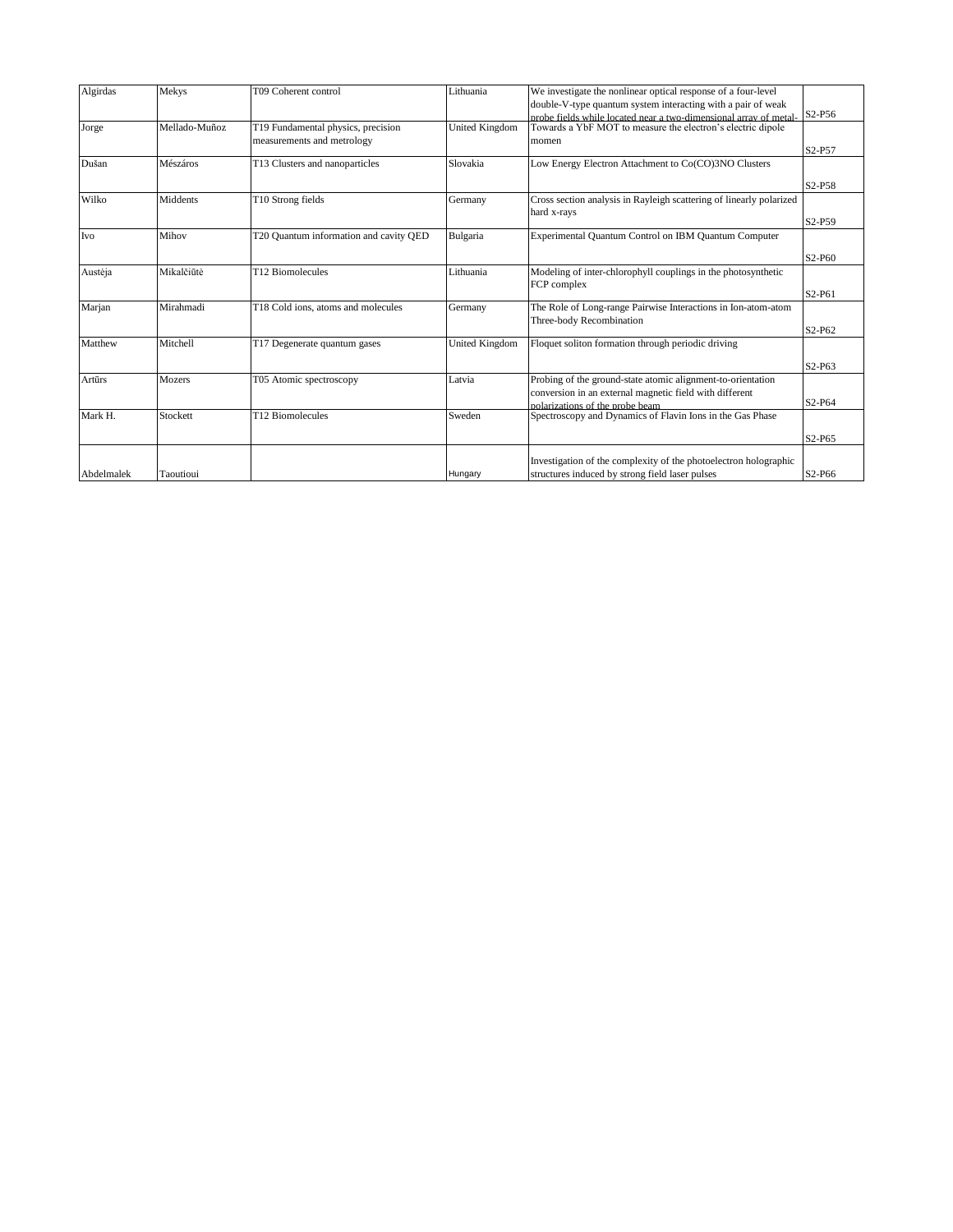| | | | | | |
|---|---|---|---|---|---|
| Algirdas | Mekys | T09 Coherent control | Lithuania | We investigate the nonlinear optical response of a four-level double-V-type quantum system interacting with a pair of weak probe fields while located near a two-dimensional array of metal- | S2-P56 |
| Jorge | Mellado-Muñoz | T19 Fundamental physics, precision measurements and metrology | United Kingdom | Towards a YbF MOT to measure the electron's electric dipole momen | S2-P57 |
| Dušan | Mészáros | T13 Clusters and nanoparticles | Slovakia | Low Energy Electron Attachment to Co(CO)3NO Clusters | S2-P58 |
| Wilko | Middents | T10 Strong fields | Germany | Cross section analysis in Rayleigh scattering of linearly polarized hard x-rays | S2-P59 |
| Ivo | Mihov | T20 Quantum information and cavity QED | Bulgaria | Experimental Quantum Control on IBM Quantum Computer | S2-P60 |
| Austėja | Mikalčiūtė | T12 Biomolecules | Lithuania | Modeling of inter-chlorophyll couplings in the photosynthetic FCP complex | S2-P61 |
| Marjan | Mirahmadi | T18 Cold ions, atoms and molecules | Germany | The Role of Long-range Pairwise Interactions in Ion-atom-atom Three-body Recombination | S2-P62 |
| Matthew | Mitchell | T17 Degenerate quantum gases | United Kingdom | Floquet soliton formation through periodic driving | S2-P63 |
| Artūrs | Mozers | T05 Atomic spectroscopy | Latvia | Probing of the ground-state atomic alignment-to-orientation conversion in an external magnetic field with different polarizations of the probe beam | S2-P64 |
| Mark H. | Stockett | T12 Biomolecules | Sweden | Spectroscopy and Dynamics of Flavin Ions in the Gas Phase | S2-P65 |
| Abdelmalek | Taoutioui | | Hungary | Investigation of the complexity of the photoelectron holographic structures induced by strong field laser pulses | S2-P66 |